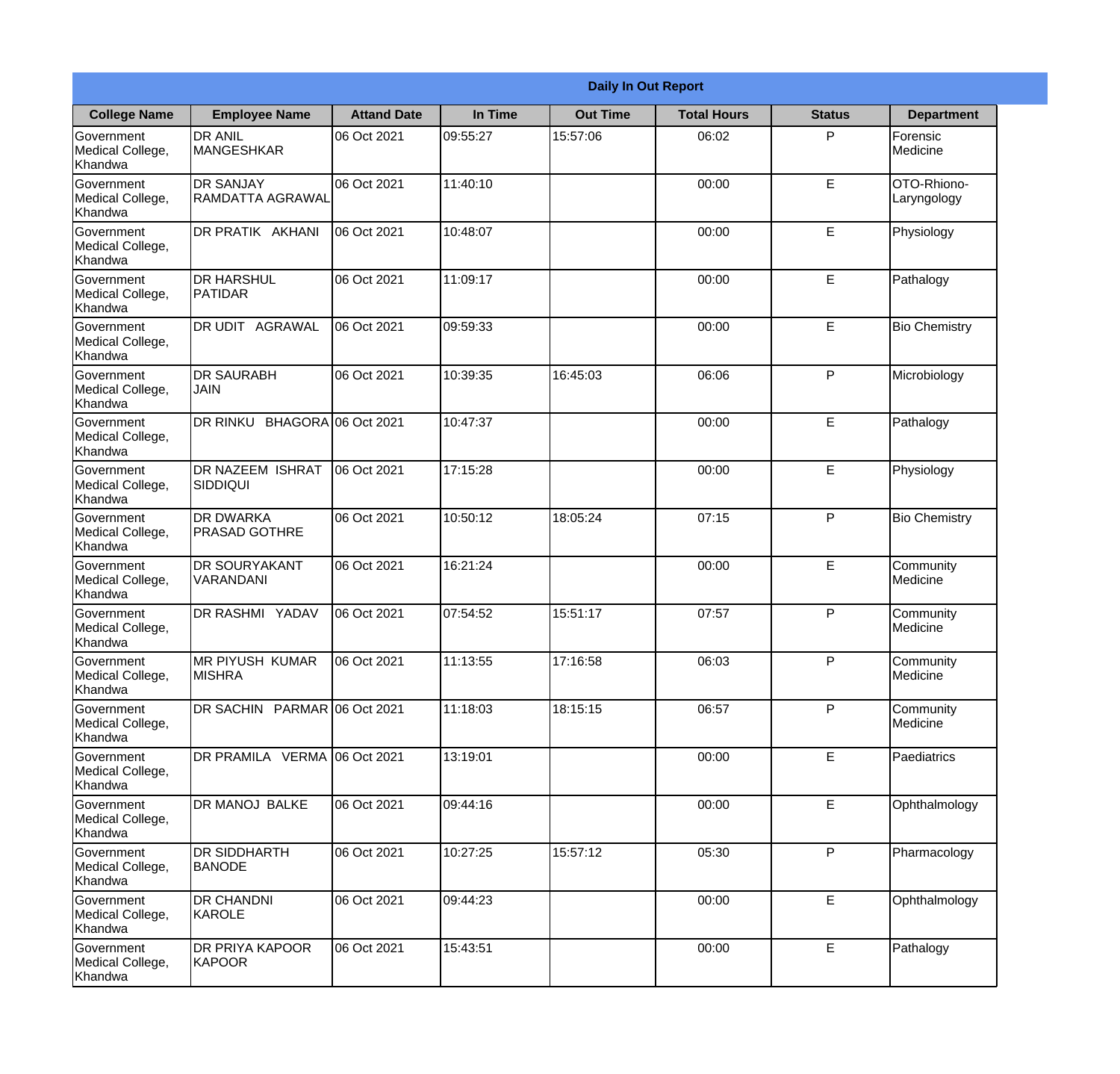| Daily In Out Report | | | | | | | |
|---|---|---|---|---|---|---|---|
| **College Name** | **Employee Name** | **Attand Date** | **In Time** | **Out Time** | **Total Hours** | **Status** | **Department** |
| Government Medical College, Khandwa | DR ANIL MANGESHKAR | 06 Oct 2021 | 09:55:27 | 15:57:06 | 06:02 | P | Forensic Medicine |
| Government Medical College, Khandwa | DR SANJAY RAMDATTA AGRAWAL | 06 Oct 2021 | 11:40:10 | | 00:00 | E | OTO-Rhiono-Laryngology |
| Government Medical College, Khandwa | DR PRATIK AKHANI | 06 Oct 2021 | 10:48:07 | | 00:00 | E | Physiology |
| Government Medical College, Khandwa | DR HARSHUL PATIDAR | 06 Oct 2021 | 11:09:17 | | 00:00 | E | Pathalogy |
| Government Medical College, Khandwa | DR UDIT AGRAWAL | 06 Oct 2021 | 09:59:33 | | 00:00 | E | Bio Chemistry |
| Government Medical College, Khandwa | DR SAURABH JAIN | 06 Oct 2021 | 10:39:35 | 16:45:03 | 06:06 | P | Microbiology |
| Government Medical College, Khandwa | DR RINKU BHAGORA | 06 Oct 2021 | 10:47:37 | | 00:00 | E | Pathalogy |
| Government Medical College, Khandwa | DR NAZEEM ISHRAT SIDDIQUI | 06 Oct 2021 | 17:15:28 | | 00:00 | E | Physiology |
| Government Medical College, Khandwa | DR DWARKA PRASAD GOTHRE | 06 Oct 2021 | 10:50:12 | 18:05:24 | 07:15 | P | Bio Chemistry |
| Government Medical College, Khandwa | DR SOURYAKANT VARANDANI | 06 Oct 2021 | 16:21:24 | | 00:00 | E | Community Medicine |
| Government Medical College, Khandwa | DR RASHMI YADAV | 06 Oct 2021 | 07:54:52 | 15:51:17 | 07:57 | P | Community Medicine |
| Government Medical College, Khandwa | MR PIYUSH KUMAR MISHRA | 06 Oct 2021 | 11:13:55 | 17:16:58 | 06:03 | P | Community Medicine |
| Government Medical College, Khandwa | DR SACHIN PARMAR | 06 Oct 2021 | 11:18:03 | 18:15:15 | 06:57 | P | Community Medicine |
| Government Medical College, Khandwa | DR PRAMILA VERMA | 06 Oct 2021 | 13:19:01 | | 00:00 | E | Paediatrics |
| Government Medical College, Khandwa | DR MANOJ BALKE | 06 Oct 2021 | 09:44:16 | | 00:00 | E | Ophthalmology |
| Government Medical College, Khandwa | DR SIDDHARTH BANODE | 06 Oct 2021 | 10:27:25 | 15:57:12 | 05:30 | P | Pharmacology |
| Government Medical College, Khandwa | DR CHANDNI KAROLE | 06 Oct 2021 | 09:44:23 | | 00:00 | E | Ophthalmology |
| Government Medical College, Khandwa | DR PRIYA KAPOOR KAPOOR | 06 Oct 2021 | 15:43:51 | | 00:00 | E | Pathalogy |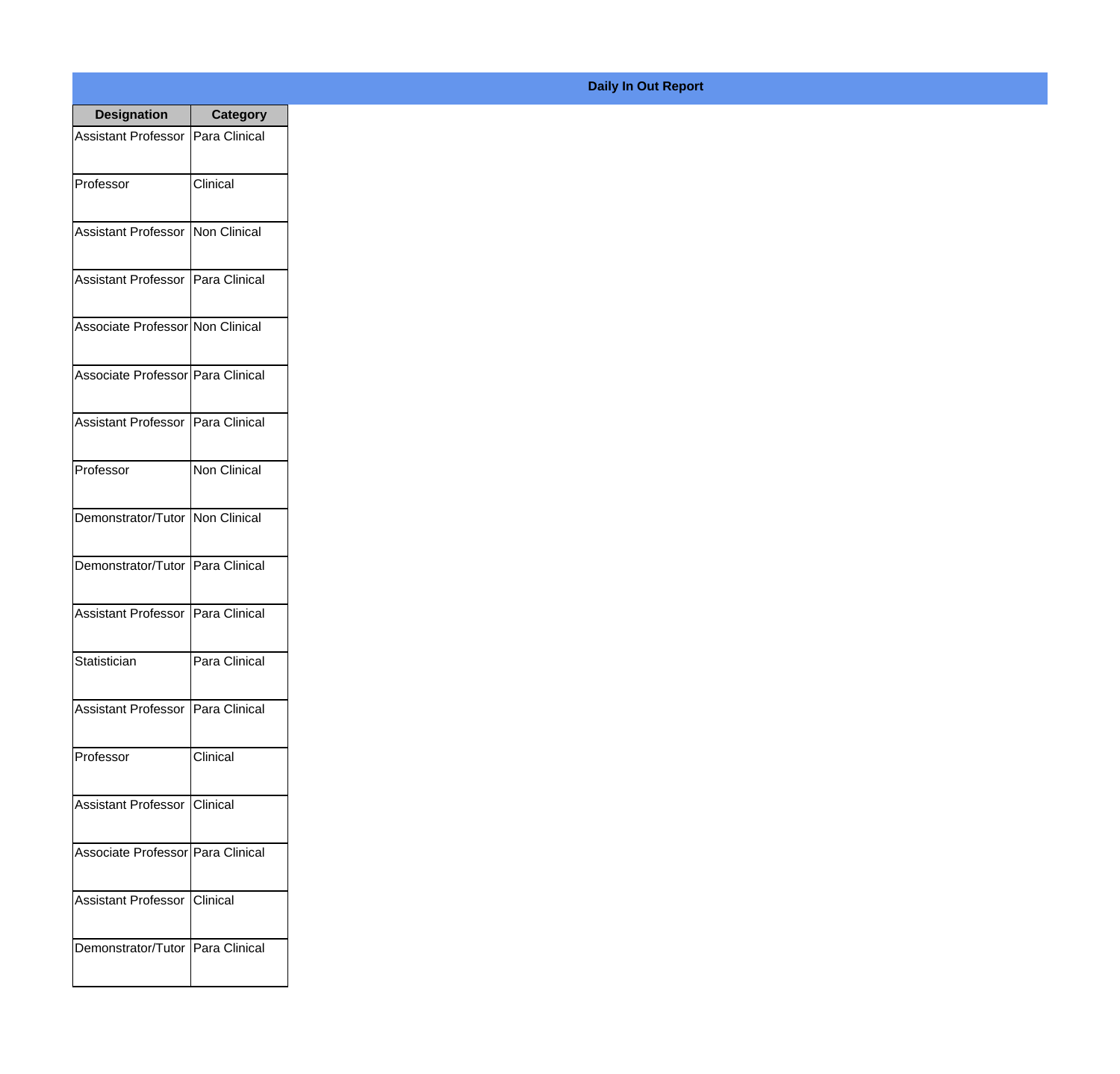**Daily In Out Report**

| Designation | Category |
|---|---|
| Assistant Professor | Para Clinical |
| Professor | Clinical |
| Assistant Professor | Non Clinical |
| Assistant Professor | Para Clinical |
| Associate Professor | Non Clinical |
| Associate Professor | Para Clinical |
| Assistant Professor | Para Clinical |
| Professor | Non Clinical |
| Demonstrator/Tutor | Non Clinical |
| Demonstrator/Tutor | Para Clinical |
| Assistant Professor | Para Clinical |
| Statistician | Para Clinical |
| Assistant Professor | Para Clinical |
| Professor | Clinical |
| Assistant Professor | Clinical |
| Associate Professor | Para Clinical |
| Assistant Professor | Clinical |
| Demonstrator/Tutor | Para Clinical |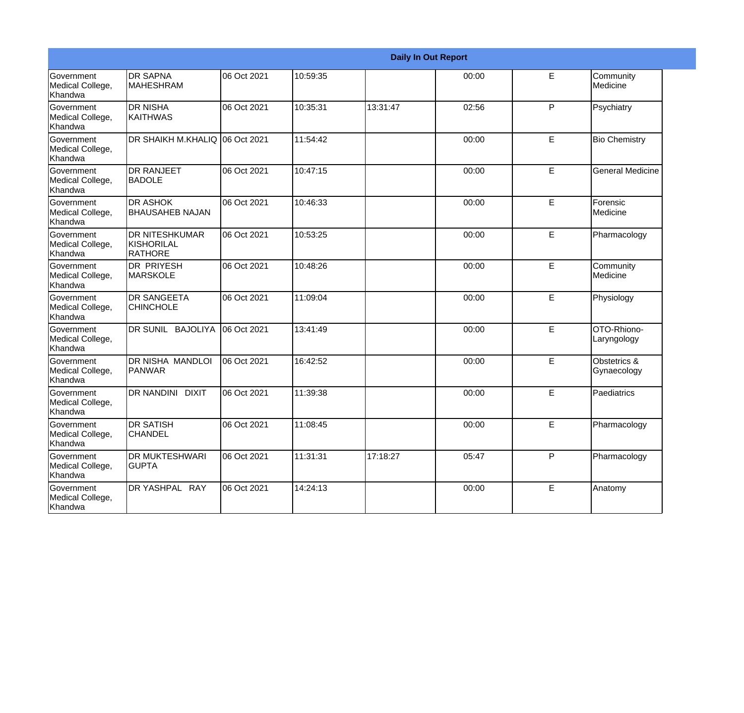| Daily In Out Report | | | | | | | |
|---|---|---|---|---|---|---|---|
| Government Medical College, Khandwa | DR SAPNA MAHESHRAM | 06 Oct 2021 | 10:59:35 | | 00:00 | E | Community Medicine |
| Government Medical College, Khandwa | DR NISHA KAITHWAS | 06 Oct 2021 | 10:35:31 | 13:31:47 | 02:56 | P | Psychiatry |
| Government Medical College, Khandwa | DR SHAIKH M.KHALIQ | 06 Oct 2021 | 11:54:42 | | 00:00 | E | Bio Chemistry |
| Government Medical College, Khandwa | DR RANJEET BADOLE | 06 Oct 2021 | 10:47:15 | | 00:00 | E | General Medicine |
| Government Medical College, Khandwa | DR ASHOK BHAUSAHEB NAJAN | 06 Oct 2021 | 10:46:33 | | 00:00 | E | Forensic Medicine |
| Government Medical College, Khandwa | DR NITESHKUMAR KISHORILAL RATHORE | 06 Oct 2021 | 10:53:25 | | 00:00 | E | Pharmacology |
| Government Medical College, Khandwa | DR PRIYESH MARSKOLE | 06 Oct 2021 | 10:48:26 | | 00:00 | E | Community Medicine |
| Government Medical College, Khandwa | DR SANGEETA CHINCHOLE | 06 Oct 2021 | 11:09:04 | | 00:00 | E | Physiology |
| Government Medical College, Khandwa | DR SUNIL BAJOLIYA | 06 Oct 2021 | 13:41:49 | | 00:00 | E | OTO-Rhiono-Laryngology |
| Government Medical College, Khandwa | DR NISHA MANDLOI PANWAR | 06 Oct 2021 | 16:42:52 | | 00:00 | E | Obstetrics & Gynaecology |
| Government Medical College, Khandwa | DR NANDINI DIXIT | 06 Oct 2021 | 11:39:38 | | 00:00 | E | Paediatrics |
| Government Medical College, Khandwa | DR SATISH CHANDEL | 06 Oct 2021 | 11:08:45 | | 00:00 | E | Pharmacology |
| Government Medical College, Khandwa | DR MUKTESHWARI GUPTA | 06 Oct 2021 | 11:31:31 | 17:18:27 | 05:47 | P | Pharmacology |
| Government Medical College, Khandwa | DR YASHPAL RAY | 06 Oct 2021 | 14:24:13 | | 00:00 | E | Anatomy |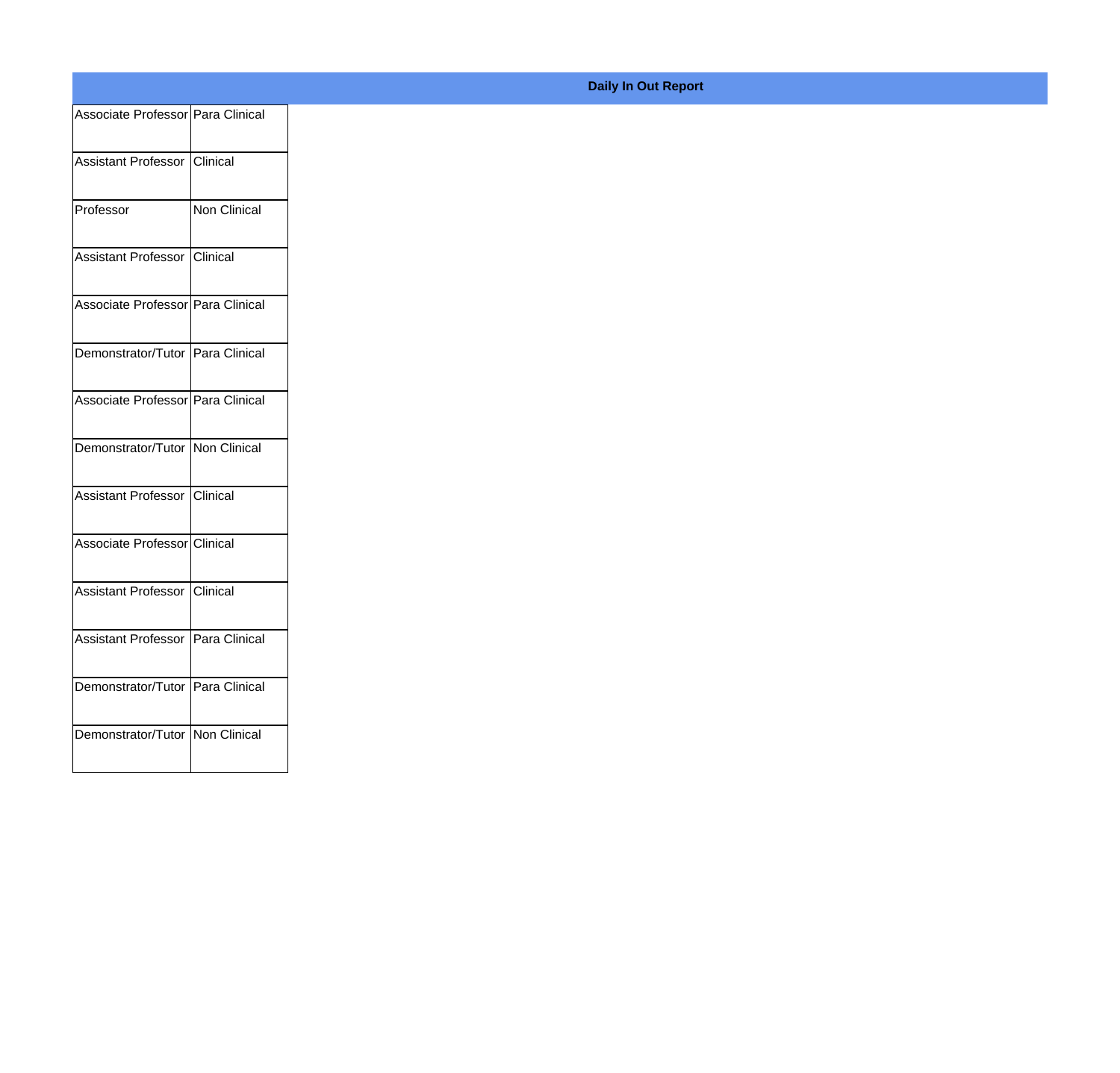**Daily In Out Report**

| | |
|---|---|
| Associate Professor | Para Clinical |
| Assistant Professor | Clinical |
| Professor | Non Clinical |
| Assistant Professor | Clinical |
| Associate Professor | Para Clinical |
| Demonstrator/Tutor | Para Clinical |
| Associate Professor | Para Clinical |
| Demonstrator/Tutor | Non Clinical |
| Assistant Professor | Clinical |
| Associate Professor | Clinical |
| Assistant Professor | Clinical |
| Assistant Professor | Para Clinical |
| Demonstrator/Tutor | Para Clinical |
| Demonstrator/Tutor | Non Clinical |